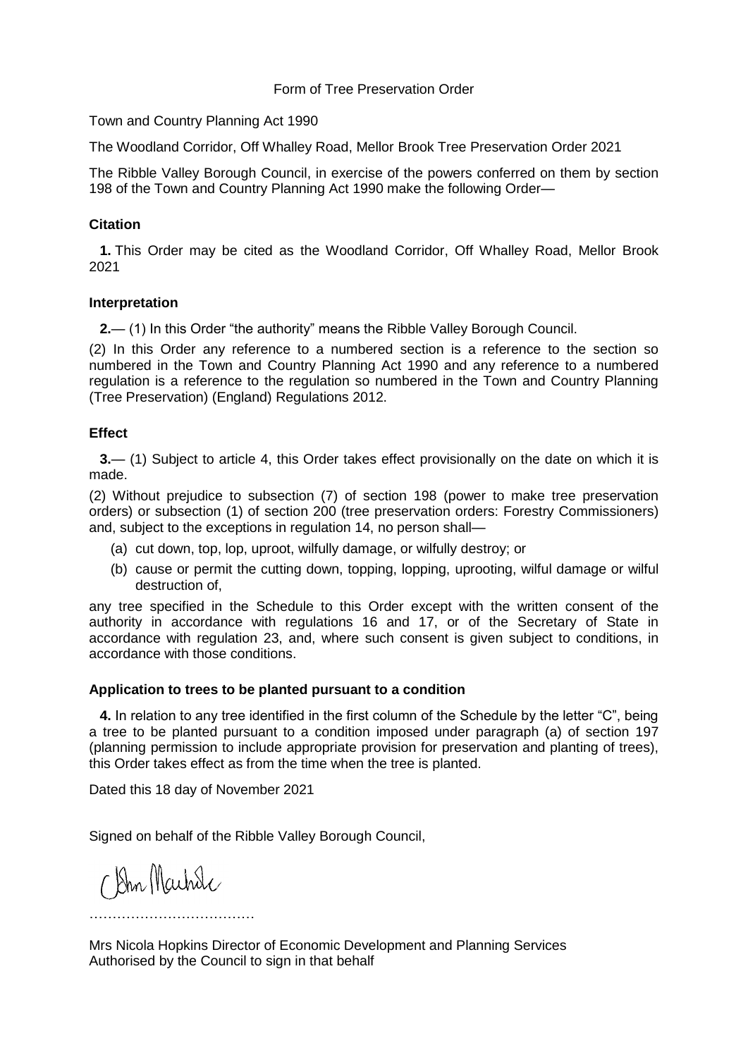Form of Tree Preservation Order

Town and Country Planning Act 1990

The Woodland Corridor, Off Whalley Road, Mellor Brook Tree Preservation Order 2021

The Ribble Valley Borough Council, in exercise of the powers conferred on them by section 198 of the Town and Country Planning Act 1990 make the following Order—

### Citation

**1.** This Order may be cited as the Woodland Corridor, Off Whalley Road, Mellor Brook 2021

### Interpretation

**2.**— (1) In this Order "the authority" means the Ribble Valley Borough Council.

(2) In this Order any reference to a numbered section is a reference to the section so numbered in the Town and Country Planning Act 1990 and any reference to a numbered regulation is a reference to the regulation so numbered in the Town and Country Planning (Tree Preservation) (England) Regulations 2012.

### Effect

**3.**— (1) Subject to article 4, this Order takes effect provisionally on the date on which it is made.

(2) Without prejudice to subsection (7) of section 198 (power to make tree preservation orders) or subsection (1) of section 200 (tree preservation orders: Forestry Commissioners) and, subject to the exceptions in regulation 14, no person shall—

(a) cut down, top, lop, uproot, wilfully damage, or wilfully destroy; or

(b) cause or permit the cutting down, topping, lopping, uprooting, wilful damage or wilful destruction of,

any tree specified in the Schedule to this Order except with the written consent of the authority in accordance with regulations 16 and 17, or of the Secretary of State in accordance with regulation 23, and, where such consent is given subject to conditions, in accordance with those conditions.

### Application to trees to be planted pursuant to a condition

**4.** In relation to any tree identified in the first column of the Schedule by the letter "C", being a tree to be planted pursuant to a condition imposed under paragraph (a) of section 197 (planning permission to include appropriate provision for preservation and planting of trees), this Order takes effect as from the time when the tree is planted.

Dated this 18 day of November 2021

Signed on behalf of the Ribble Valley Borough Council,

………………………………

Mrs Nicola Hopkins Director of Economic Development and Planning Services
Authorised by the Council to sign in that behalf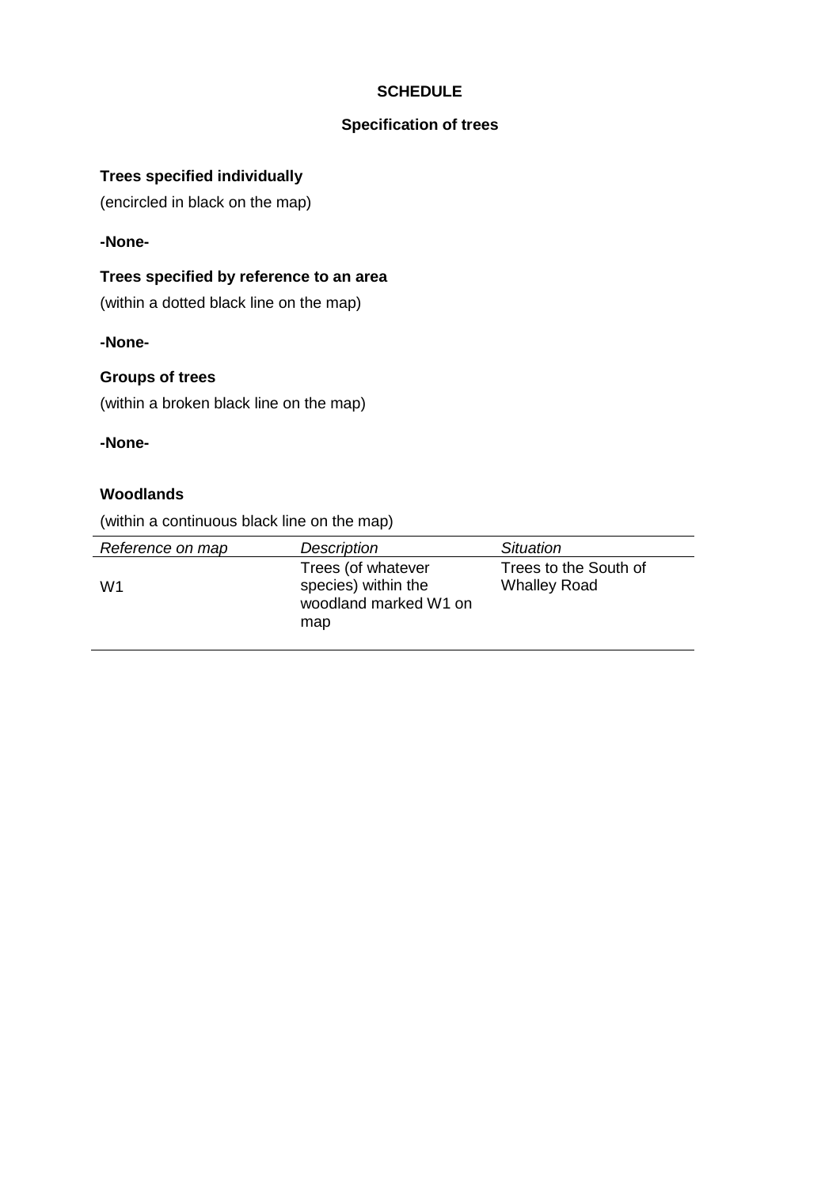**SCHEDULE**

**Specification of trees**

**Trees specified individually**

(encircled in black on the map)

**-None-**

**Trees specified by reference to an area**

(within a dotted black line on the map)

**-None-**

**Groups of trees**

(within a broken black line on the map)

**-None-**

**Woodlands**

(within a continuous black line on the map)

| *Reference on map* | *Description* | *Situation* |
|---|---|---|
| W1 | Trees (of whatever species) within the woodland marked W1 on map | Trees to the South of Whalley Road |